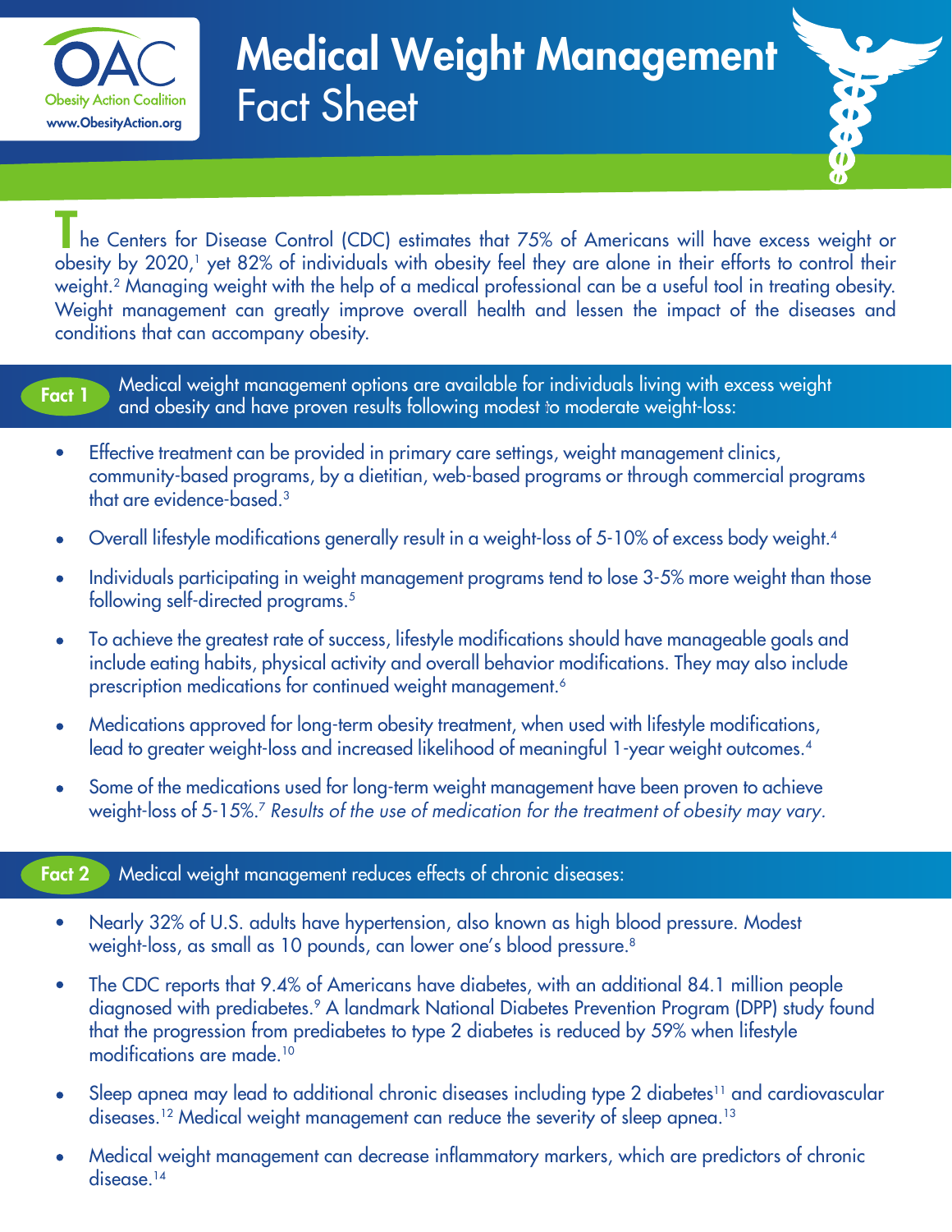OAC
Obesity Action Coalition
www.ObesityAction.org

# Medical Weight Management Fact Sheet

The Centers for Disease Control (CDC) estimates that 75% of Americans will have excess weight or obesity by 2020,[1] yet 82% of individuals with obesity feel they are alone in their efforts to control their weight.[2] Managing weight with the help of a medical professional can be a useful tool in treating obesity. Weight management can greatly improve overall health and lessen the impact of the diseases and conditions that can accompany obesity.

## Fact 1 Medical weight management options are available for individuals living with excess weight and obesity and have proven results following modest to moderate weight-loss:

- Effective treatment can be provided in primary care settings, weight management clinics, community-based programs, by a dietitian, web-based programs or through commercial programs that are evidence-based.[3]
- Overall lifestyle modifications generally result in a weight-loss of 5-10% of excess body weight.[4]
- Individuals participating in weight management programs tend to lose 3-5% more weight than those following self-directed programs.[5]
- To achieve the greatest rate of success, lifestyle modifications should have manageable goals and include eating habits, physical activity and overall behavior modifications. They may also include prescription medications for continued weight management.[6]
- Medications approved for long-term obesity treatment, when used with lifestyle modifications, lead to greater weight-loss and increased likelihood of meaningful 1-year weight outcomes.[4]
- Some of the medications used for long-term weight management have been proven to achieve weight-loss of 5-15%.[7] *Results of the use of medication for the treatment of obesity may vary.*

## Fact 2 Medical weight management reduces effects of chronic diseases:

- Nearly 32% of U.S. adults have hypertension, also known as high blood pressure. Modest weight-loss, as small as 10 pounds, can lower one's blood pressure.[8]
- The CDC reports that 9.4% of Americans have diabetes, with an additional 84.1 million people diagnosed with prediabetes.[9] A landmark National Diabetes Prevention Program (DPP) study found that the progression from prediabetes to type 2 diabetes is reduced by 59% when lifestyle modifications are made.[10]
- Sleep apnea may lead to additional chronic diseases including type 2 diabetes[11] and cardiovascular diseases.[12] Medical weight management can reduce the severity of sleep apnea.[13]
- Medical weight management can decrease inflammatory markers, which are predictors of chronic disease.[14]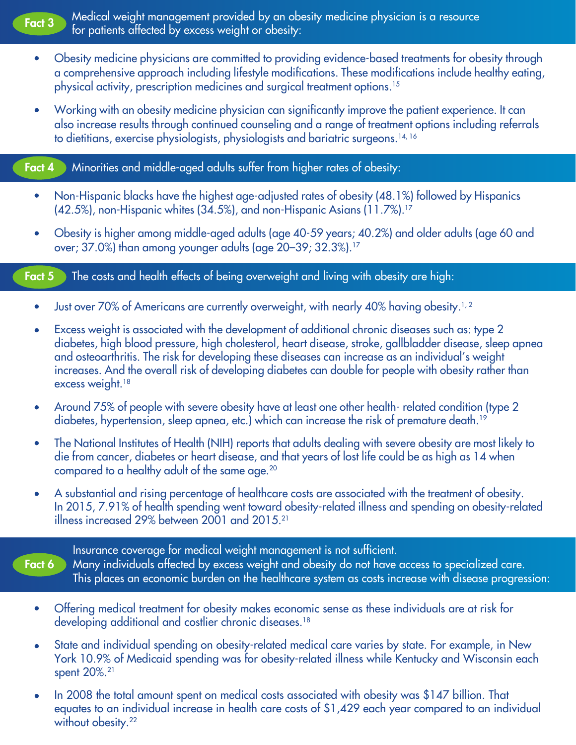## Fact 3 Medical weight management provided by an obesity medicine physician is a resource for patients affected by excess weight or obesity:

- Obesity medicine physicians are committed to providing evidence-based treatments for obesity through a comprehensive approach including lifestyle modifications. These modifications include healthy eating, physical activity, prescription medicines and surgical treatment options.[15]
- Working with an obesity medicine physician can significantly improve the patient experience. It can also increase results through continued counseling and a range of treatment options including referrals to dietitians, exercise physiologists, physiologists and bariatric surgeons.[14, 16]

## Fact 4 Minorities and middle-aged adults suffer from higher rates of obesity:

- Non-Hispanic blacks have the highest age-adjusted rates of obesity (48.1%) followed by Hispanics (42.5%), non-Hispanic whites (34.5%), and non-Hispanic Asians (11.7%).[17]
- Obesity is higher among middle-aged adults (age 40-59 years; 40.2%) and older adults (age 60 and over; 37.0%) than among younger adults (age 20–39; 32.3%).[17]

## Fact 5 The costs and health effects of being overweight and living with obesity are high:

- Just over 70% of Americans are currently overweight, with nearly 40% having obesity.[1, 2]
- Excess weight is associated with the development of additional chronic diseases such as: type 2 diabetes, high blood pressure, high cholesterol, heart disease, stroke, gallbladder disease, sleep apnea and osteoarthritis. The risk for developing these diseases can increase as an individual's weight increases. And the overall risk of developing diabetes can double for people with obesity rather than excess weight.[18]
- Around 75% of people with severe obesity have at least one other health- related condition (type 2 diabetes, hypertension, sleep apnea, etc.) which can increase the risk of premature death.[19]
- The National Institutes of Health (NIH) reports that adults dealing with severe obesity are most likely to die from cancer, diabetes or heart disease, and that years of lost life could be as high as 14 when compared to a healthy adult of the same age.[20]
- A substantial and rising percentage of healthcare costs are associated with the treatment of obesity. In 2015, 7.91% of health spending went toward obesity-related illness and spending on obesity-related illness increased 29% between 2001 and 2015.[21]

## Fact 6 Insurance coverage for medical weight management is not sufficient. Many individuals affected by excess weight and obesity do not have access to specialized care. This places an economic burden on the healthcare system as costs increase with disease progression:

- Offering medical treatment for obesity makes economic sense as these individuals are at risk for developing additional and costlier chronic diseases.[18]
- State and individual spending on obesity-related medical care varies by state. For example, in New York 10.9% of Medicaid spending was for obesity-related illness while Kentucky and Wisconsin each spent 20%.[21]
- In 2008 the total amount spent on medical costs associated with obesity was $147 billion. That equates to an individual increase in health care costs of $1,429 each year compared to an individual without obesity.[22]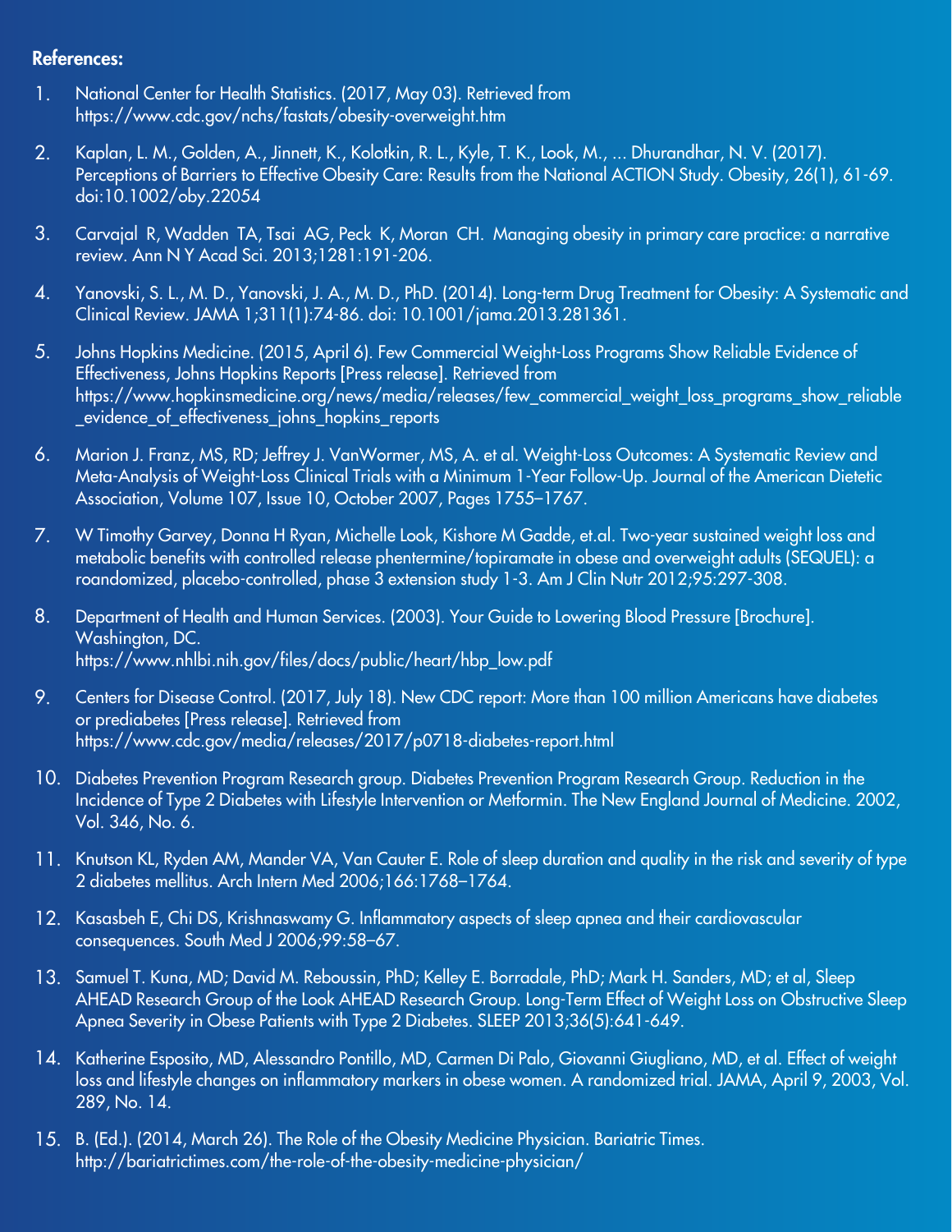**References:**

1. National Center for Health Statistics. (2017, May 03). Retrieved from https://www.cdc.gov/nchs/fastats/obesity-overweight.htm

2. Kaplan, L. M., Golden, A., Jinnett, K., Kolotkin, R. L., Kyle, T. K., Look, M., ... Dhurandhar, N. V. (2017). Perceptions of Barriers to Effective Obesity Care: Results from the National ACTION Study. Obesity, 26(1), 61-69. doi:10.1002/oby.22054

3. Carvajal R, Wadden TA, Tsai AG, Peck K, Moran CH. Managing obesity in primary care practice: a narrative review. Ann N Y Acad Sci. 2013;1281:191-206.

4. Yanovski, S. L., M. D., Yanovski, J. A., M. D., PhD. (2014). Long-term Drug Treatment for Obesity: A Systematic and Clinical Review. JAMA 1;311(1):74-86. doi: 10.1001/jama.2013.281361.

5. Johns Hopkins Medicine. (2015, April 6). Few Commercial Weight-Loss Programs Show Reliable Evidence of Effectiveness, Johns Hopkins Reports [Press release]. Retrieved from https://www.hopkinsmedicine.org/news/media/releases/few_commercial_weight_loss_programs_show_reliable_evidence_of_effectiveness_johns_hopkins_reports

6. Marion J. Franz, MS, RD; Jeffrey J. VanWormer, MS, A. et al. Weight-Loss Outcomes: A Systematic Review and Meta-Analysis of Weight-Loss Clinical Trials with a Minimum 1-Year Follow-Up. Journal of the American Dietetic Association, Volume 107, Issue 10, October 2007, Pages 1755–1767.

7. W Timothy Garvey, Donna H Ryan, Michelle Look, Kishore M Gadde, et.al. Two-year sustained weight loss and metabolic benefits with controlled release phentermine/topiramate in obese and overweight adults (SEQUEL): a roandomized, placebo-controlled, phase 3 extension study 1-3. Am J Clin Nutr 2012;95:297-308.

8. Department of Health and Human Services. (2003). Your Guide to Lowering Blood Pressure [Brochure]. Washington, DC. https://www.nhlbi.nih.gov/files/docs/public/heart/hbp_low.pdf

9. Centers for Disease Control. (2017, July 18). New CDC report: More than 100 million Americans have diabetes or prediabetes [Press release]. Retrieved from https://www.cdc.gov/media/releases/2017/p0718-diabetes-report.html

10. Diabetes Prevention Program Research group. Diabetes Prevention Program Research Group. Reduction in the Incidence of Type 2 Diabetes with Lifestyle Intervention or Metformin. The New England Journal of Medicine. 2002, Vol. 346, No. 6.

11. Knutson KL, Ryden AM, Mander VA, Van Cauter E. Role of sleep duration and quality in the risk and severity of type 2 diabetes mellitus. Arch Intern Med 2006;166:1768–1764.

12. Kasasbeh E, Chi DS, Krishnaswamy G. Inflammatory aspects of sleep apnea and their cardiovascular consequences. South Med J 2006;99:58–67.

13. Samuel T. Kuna, MD; David M. Reboussin, PhD; Kelley E. Borradale, PhD; Mark H. Sanders, MD; et al, Sleep AHEAD Research Group of the Look AHEAD Research Group. Long-Term Effect of Weight Loss on Obstructive Sleep Apnea Severity in Obese Patients with Type 2 Diabetes. SLEEP 2013;36(5):641-649.

14. Katherine Esposito, MD, Alessandro Pontillo, MD, Carmen Di Palo, Giovanni Giugliano, MD, et al. Effect of weight loss and lifestyle changes on inflammatory markers in obese women. A randomized trial. JAMA, April 9, 2003, Vol. 289, No. 14.

15. B. (Ed.). (2014, March 26). The Role of the Obesity Medicine Physician. Bariatric Times. http://bariatrictimes.com/the-role-of-the-obesity-medicine-physician/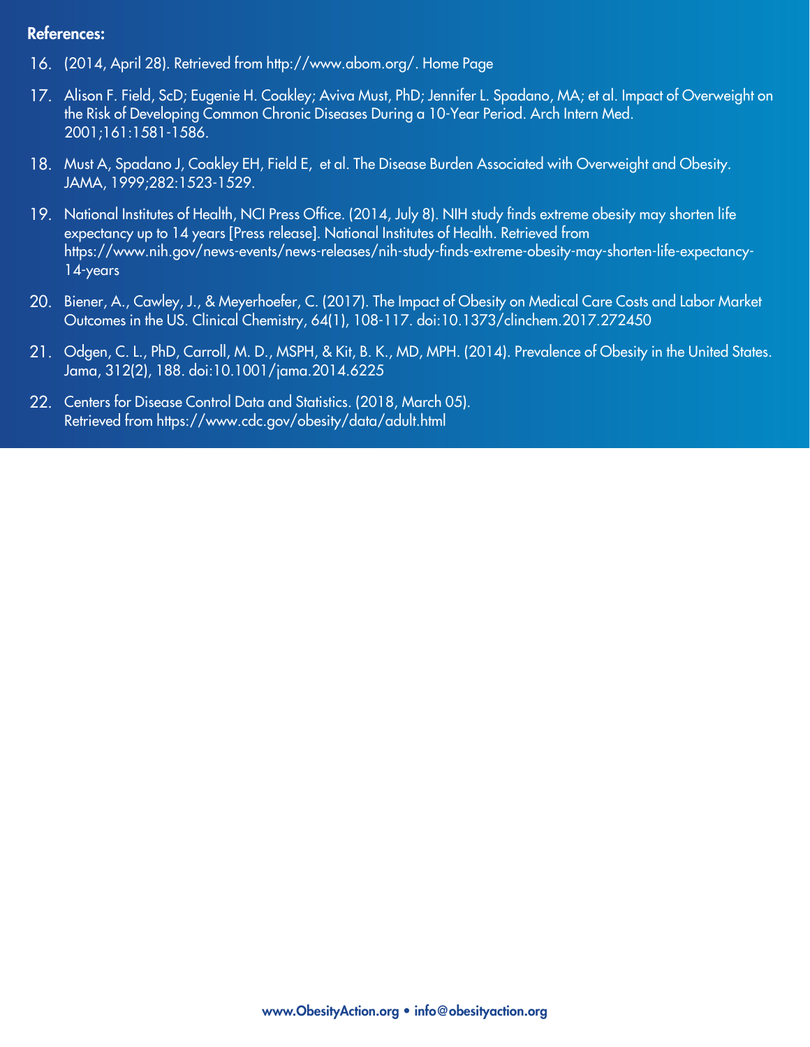**References:**

16. (2014, April 28). Retrieved from http://www.abom.org/. Home Page
17. Alison F. Field, ScD; Eugenie H. Coakley; Aviva Must, PhD; Jennifer L. Spadano, MA; et al. Impact of Overweight on the Risk of Developing Common Chronic Diseases During a 10-Year Period. Arch Intern Med. 2001;161:1581-1586.
18. Must A, Spadano J, Coakley EH, Field E, et al. The Disease Burden Associated with Overweight and Obesity. JAMA, 1999;282:1523-1529.
19. National Institutes of Health, NCI Press Office. (2014, July 8). NIH study finds extreme obesity may shorten life expectancy up to 14 years [Press release]. National Institutes of Health. Retrieved from https://www.nih.gov/news-events/news-releases/nih-study-finds-extreme-obesity-may-shorten-life-expectancy-14-years
20. Biener, A., Cawley, J., & Meyerhoefer, C. (2017). The Impact of Obesity on Medical Care Costs and Labor Market Outcomes in the US. Clinical Chemistry, 64(1), 108-117. doi:10.1373/clinchem.2017.272450
21. Odgen, C. L., PhD, Carroll, M. D., MSPH, & Kit, B. K., MD, MPH. (2014). Prevalence of Obesity in the United States. Jama, 312(2), 188. doi:10.1001/jama.2014.6225
22. Centers for Disease Control Data and Statistics. (2018, March 05). Retrieved from https://www.cdc.gov/obesity/data/adult.html

**www.ObesityAction.org • info@obesityaction.org**